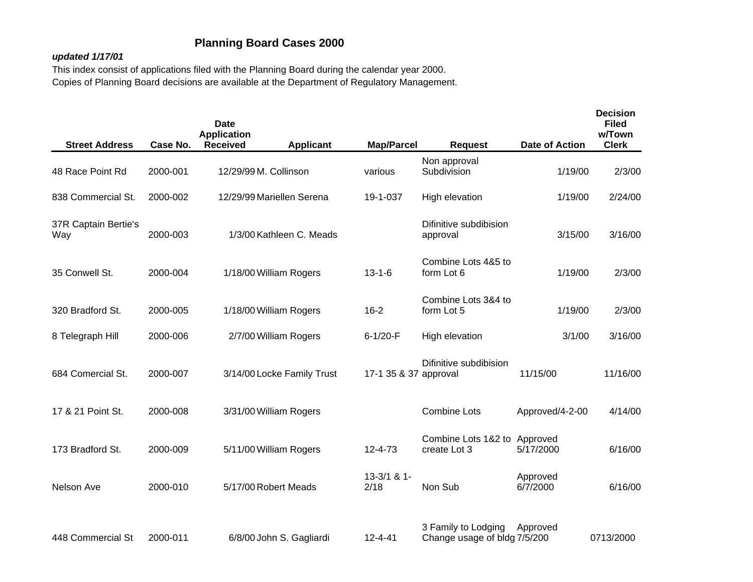# Planning Board Cases 2000

***updated 1/17/01***

This index consist of applications filed with the Planning Board during the calendar year 2000.
Copies of Planning Board decisions are available at the Department of Regulatory Management.

| Street Address | Case No. | Date Application Received | Applicant | Map/Parcel | Request | Date of Action | Decision Filed w/Town Clerk |
|---|---|---|---|---|---|---|---|
| 48 Race Point Rd | 2000-001 | 12/29/99 | M. Collinson | various | Non approval Subdivision | 1/19/00 | 2/3/00 |
| 838 Commercial St. | 2000-002 | 12/29/99 | Mariellen Serena | 19-1-037 | High elevation | 1/19/00 | 2/24/00 |
| 37R Captain Bertie's Way | 2000-003 | 1/3/00 | Kathleen C. Meads | | Difinitive subdibision approval | 3/15/00 | 3/16/00 |
| 35 Conwell St. | 2000-004 | 1/18/00 | William Rogers | 13-1-6 | Combine Lots 4&5 to form Lot 6 | 1/19/00 | 2/3/00 |
| 320 Bradford St. | 2000-005 | 1/18/00 | William Rogers | 16-2 | Combine Lots 3&4 to form Lot 5 | 1/19/00 | 2/3/00 |
| 8 Telegraph Hill | 2000-006 | 2/7/00 | William Rogers | 6-1/20-F | High elevation | 3/1/00 | 3/16/00 |
| 684 Comercial St. | 2000-007 | 3/14/00 | Locke Family Trust | 17-1 35 & 37 | Difinitive subdibision approval | 11/15/00 | 11/16/00 |
| 17 & 21 Point St. | 2000-008 | 3/31/00 | William Rogers | | Combine Lots | Approved/4-2-00 | 4/14/00 |
| 173 Bradford St. | 2000-009 | 5/11/00 | William Rogers | 12-4-73 | Combine Lots 1&2 to create Lot 3 | Approved 5/17/2000 | 6/16/00 |
| Nelson Ave | 2000-010 | 5/17/00 | Robert Meads | 13-3/1 & 1-2/18 | Non Sub | Approved 6/7/2000 | 6/16/00 |
| 448 Commercial St | 2000-011 | 6/8/00 | John S. Gagliardi | 12-4-41 | 3 Family to Lodging Change usage of bldg | Approved 7/5/200 | 0713/2000 |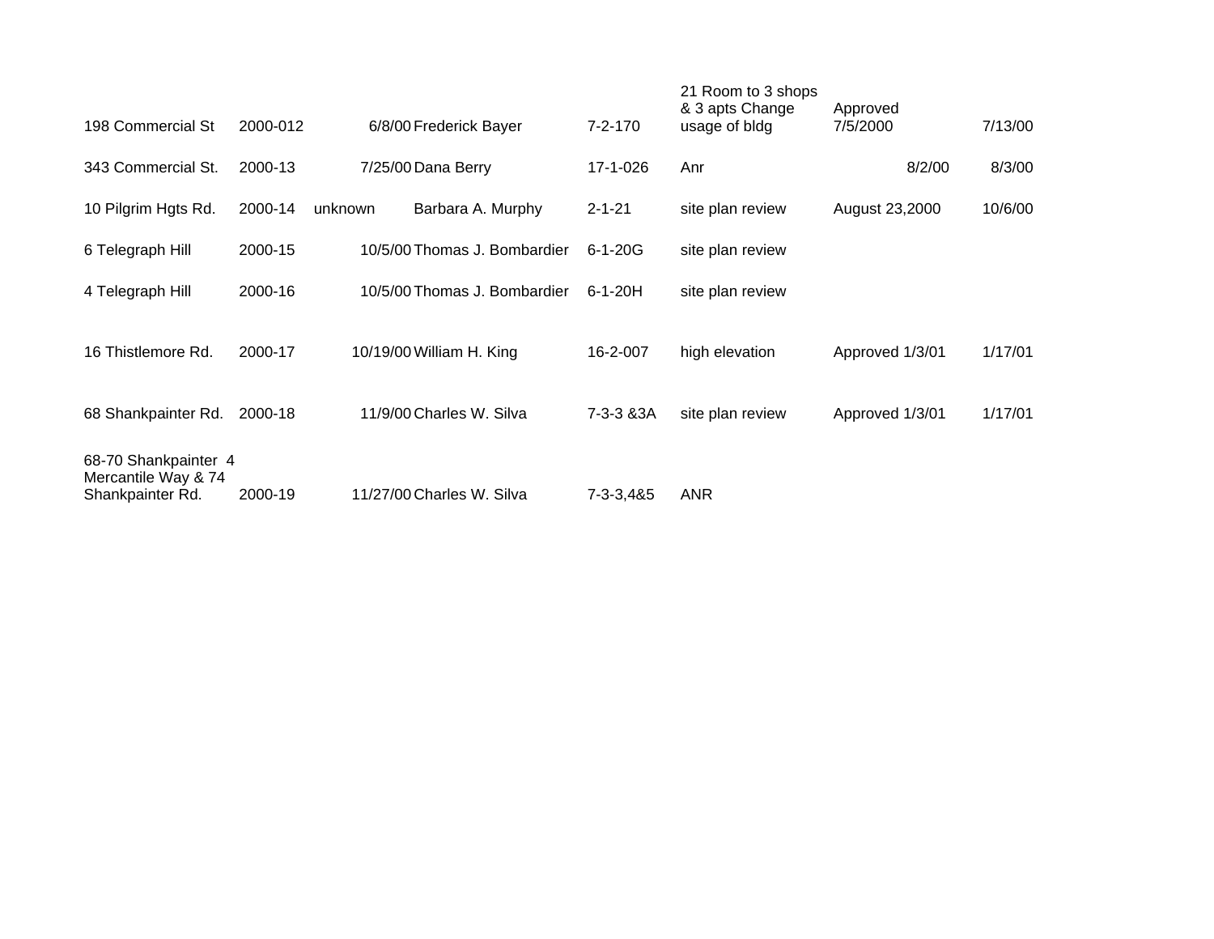| | | | | | | | |
|---|---|---|---|---|---|---|---|
| 198 Commercial St | 2000-012 | 6/8/00 | Frederick Bayer | 7-2-170 | 21 Room to 3 shops & 3 apts Change usage of bldg | Approved 7/5/2000 | 7/13/00 |
| 343 Commercial St. | 2000-13 | 7/25/00 | Dana Berry | 17-1-026 | Anr | 8/2/00 | 8/3/00 |
| 10 Pilgrim Hgts Rd. | 2000-14 | unknown | Barbara A. Murphy | 2-1-21 | site plan review | August 23,2000 | 10/6/00 |
| 6 Telegraph Hill | 2000-15 | 10/5/00 | Thomas J. Bombardier | 6-1-20G | site plan review | | |
| 4 Telegraph Hill | 2000-16 | 10/5/00 | Thomas J. Bombardier | 6-1-20H | site plan review | | |
| 16 Thistlemore Rd. | 2000-17 | 10/19/00 | William H. King | 16-2-007 | high elevation | Approved 1/3/01 | 1/17/01 |
| 68 Shankpainter Rd. | 2000-18 | 11/9/00 | Charles W. Silva | 7-3-3 &3A | site plan review | Approved 1/3/01 | 1/17/01 |
| 68-70 Shankpainter 4 Mercantile Way & 74 Shankpainter Rd. | 2000-19 | 11/27/00 | Charles W. Silva | 7-3-3,4&5 | ANR | | |